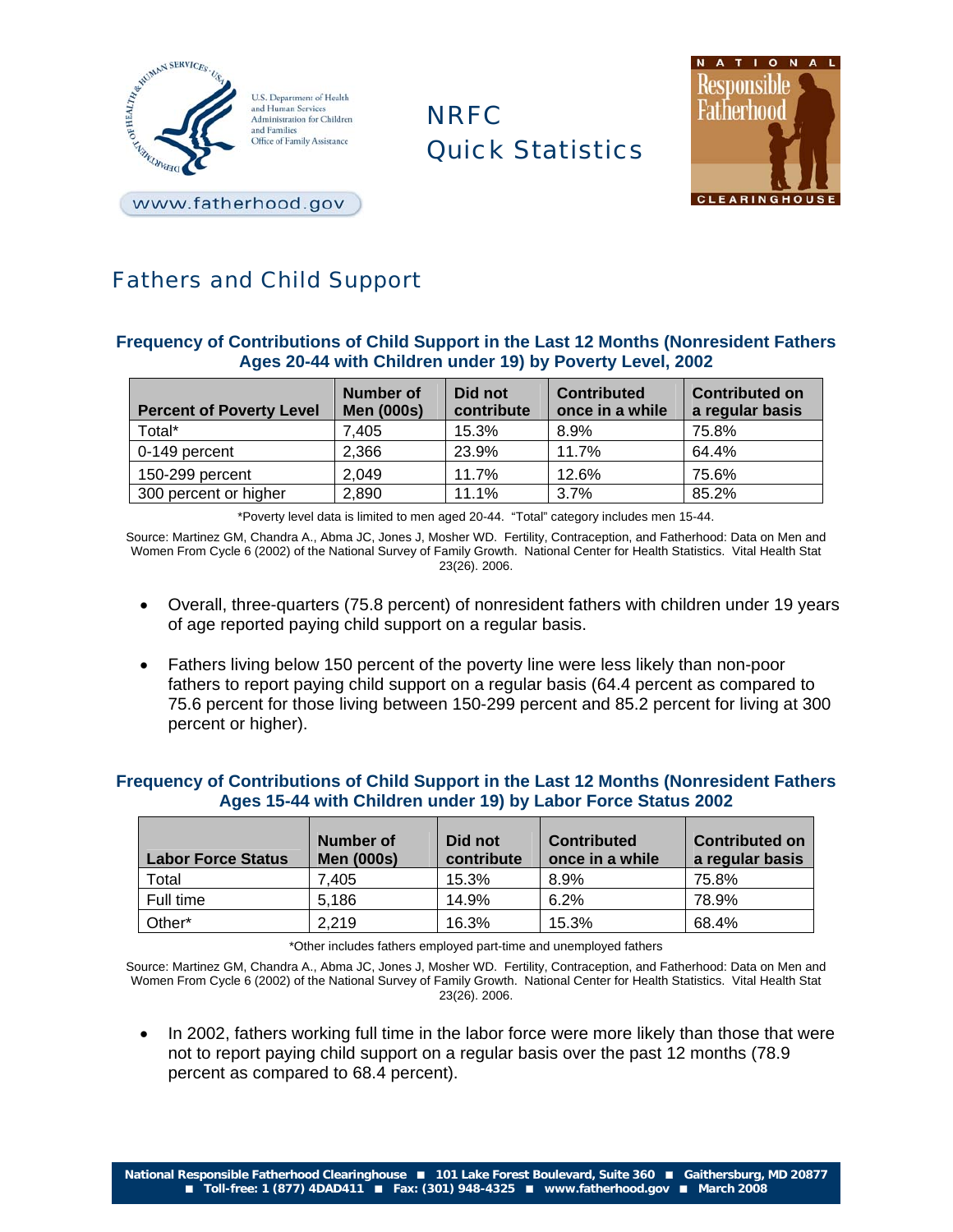U.S. Department of Health and Human Services
Administration for Children and Families
Office of Family Assistance

www.fatherhood.gov

# NRFC Quick Statistics

NATIONAL Responsible Fatherhood CLEARINGHOUSE

## Fathers and Child Support

### Frequency of Contributions of Child Support in the Last 12 Months (Nonresident Fathers Ages 20-44 with Children under 19) by Poverty Level, 2002

| Percent of Poverty Level | Number of Men (000s) | Did not contribute | Contributed once in a while | Contributed on a regular basis |
|---|---|---|---|---|
| Total* | 7,405 | 15.3% | 8.9% | 75.8% |
| 0-149 percent | 2,366 | 23.9% | 11.7% | 64.4% |
| 150-299 percent | 2,049 | 11.7% | 12.6% | 75.6% |
| 300 percent or higher | 2,890 | 11.1% | 3.7% | 85.2% |

*Poverty level data is limited to men aged 20-44. "Total" category includes men 15-44.

Source: Martinez GM, Chandra A., Abma JC, Jones J, Mosher WD. Fertility, Contraception, and Fatherhood: Data on Men and Women From Cycle 6 (2002) of the National Survey of Family Growth. National Center for Health Statistics. Vital Health Stat 23(26). 2006.

- Overall, three-quarters (75.8 percent) of nonresident fathers with children under 19 years of age reported paying child support on a regular basis.
- Fathers living below 150 percent of the poverty line were less likely than non-poor fathers to report paying child support on a regular basis (64.4 percent as compared to 75.6 percent for those living between 150-299 percent and 85.2 percent for living at 300 percent or higher).

### Frequency of Contributions of Child Support in the Last 12 Months (Nonresident Fathers Ages 15-44 with Children under 19) by Labor Force Status 2002

| Labor Force Status | Number of Men (000s) | Did not contribute | Contributed once in a while | Contributed on a regular basis |
|---|---|---|---|---|
| Total | 7,405 | 15.3% | 8.9% | 75.8% |
| Full time | 5,186 | 14.9% | 6.2% | 78.9% |
| Other* | 2,219 | 16.3% | 15.3% | 68.4% |

*Other includes fathers employed part-time and unemployed fathers

Source: Martinez GM, Chandra A., Abma JC, Jones J, Mosher WD. Fertility, Contraception, and Fatherhood: Data on Men and Women From Cycle 6 (2002) of the National Survey of Family Growth. National Center for Health Statistics. Vital Health Stat 23(26). 2006.

- In 2002, fathers working full time in the labor force were more likely than those that were not to report paying child support on a regular basis over the past 12 months (78.9 percent as compared to 68.4 percent).

National Responsible Fatherhood Clearinghouse ■ 101 Lake Forest Boulevard, Suite 360 ■ Gaithersburg, MD 20877 ■ Toll-free: 1 (877) 4DAD411 ■ Fax: (301) 948-4325 ■ www.fatherhood.gov ■ March 2008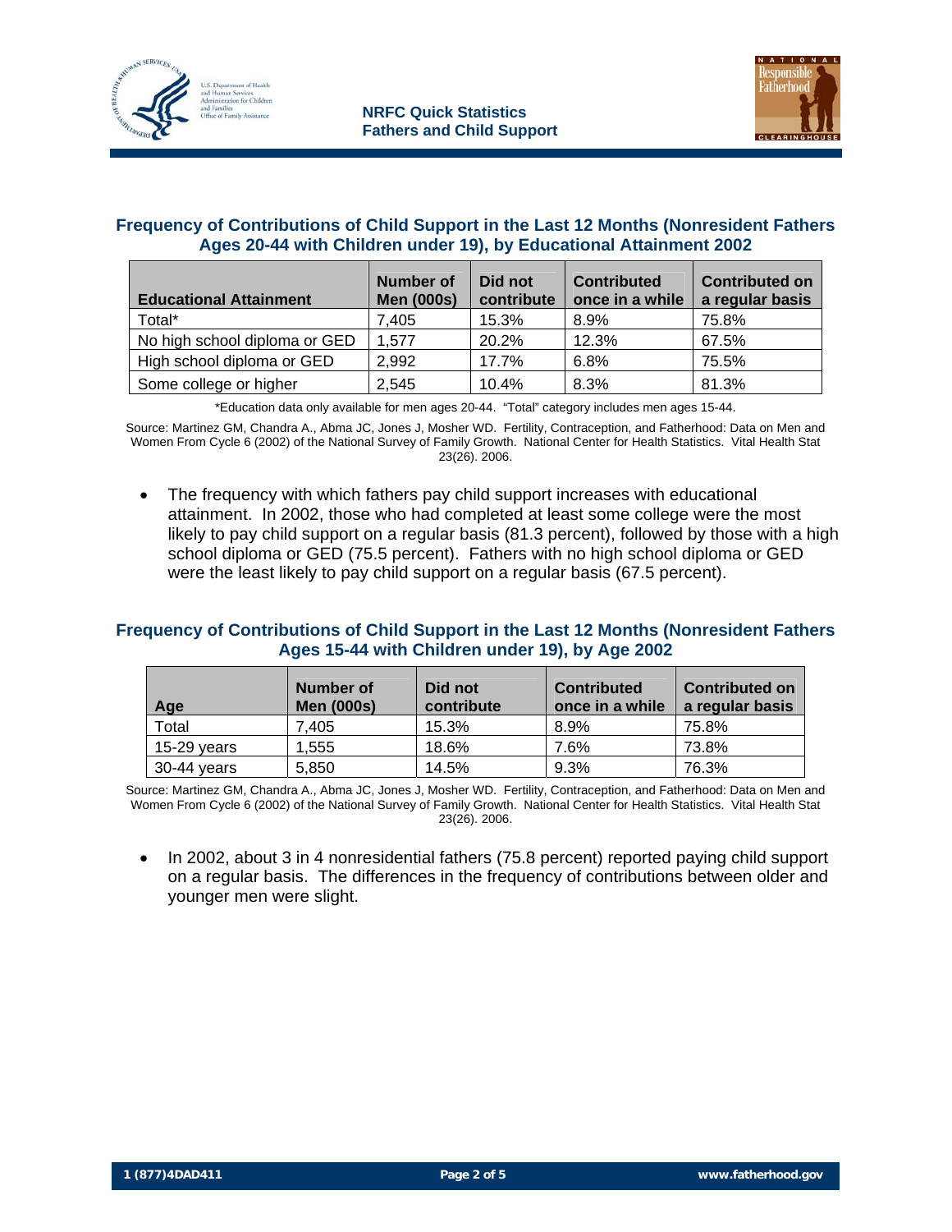### Frequency of Contributions of Child Support in the Last 12 Months (Nonresident Fathers Ages 20-44 with Children under 19), by Educational Attainment 2002

| Educational Attainment | Number of Men (000s) | Did not contribute | Contributed once in a while | Contributed on a regular basis |
|---|---|---|---|---|
| Total* | 7,405 | 15.3% | 8.9% | 75.8% |
| No high school diploma or GED | 1,577 | 20.2% | 12.3% | 67.5% |
| High school diploma or GED | 2,992 | 17.7% | 6.8% | 75.5% |
| Some college or higher | 2,545 | 10.4% | 8.3% | 81.3% |

*Education data only available for men ages 20-44. "Total" category includes men ages 15-44.

Source: Martinez GM, Chandra A., Abma JC, Jones J, Mosher WD. Fertility, Contraception, and Fatherhood: Data on Men and Women From Cycle 6 (2002) of the National Survey of Family Growth. National Center for Health Statistics. Vital Health Stat 23(26). 2006.

- The frequency with which fathers pay child support increases with educational attainment. In 2002, those who had completed at least some college were the most likely to pay child support on a regular basis (81.3 percent), followed by those with a high school diploma or GED (75.5 percent). Fathers with no high school diploma or GED were the least likely to pay child support on a regular basis (67.5 percent).

### Frequency of Contributions of Child Support in the Last 12 Months (Nonresident Fathers Ages 15-44 with Children under 19), by Age 2002

| Age | Number of Men (000s) | Did not contribute | Contributed once in a while | Contributed on a regular basis |
|---|---|---|---|---|
| Total | 7,405 | 15.3% | 8.9% | 75.8% |
| 15-29 years | 1,555 | 18.6% | 7.6% | 73.8% |
| 30-44 years | 5,850 | 14.5% | 9.3% | 76.3% |

Source: Martinez GM, Chandra A., Abma JC, Jones J, Mosher WD. Fertility, Contraception, and Fatherhood: Data on Men and Women From Cycle 6 (2002) of the National Survey of Family Growth. National Center for Health Statistics. Vital Health Stat 23(26). 2006.

- In 2002, about 3 in 4 nonresidential fathers (75.8 percent) reported paying child support on a regular basis. The differences in the frequency of contributions between older and younger men were slight.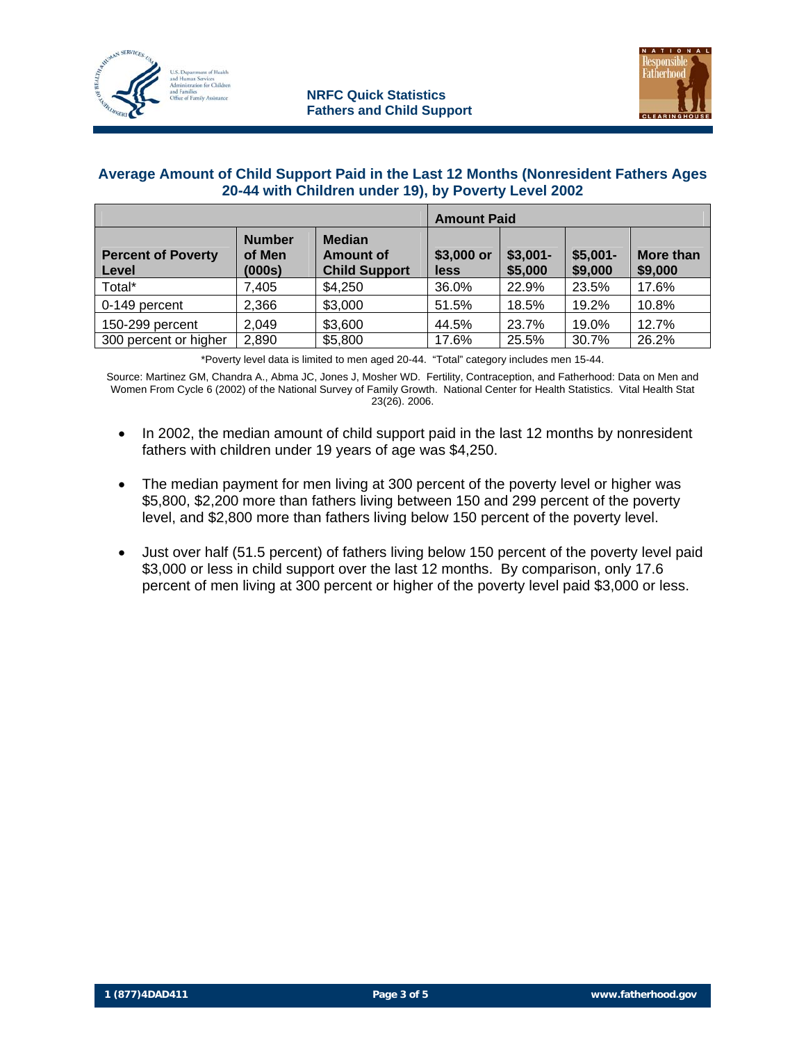NRFC Quick Statistics
Fathers and Child Support

## Average Amount of Child Support Paid in the Last 12 Months (Nonresident Fathers Ages 20-44 with Children under 19), by Poverty Level 2002

| | | | Amount Paid | | | |
|---|---|---|---|---|---|---|
| **Percent of Poverty Level** | **Number of Men (000s)** | **Median Amount of Child Support** | **$3,000 or less** | **$3,001-$5,000** | **$5,001-$9,000** | **More than $9,000** |
| Total* | 7,405 | $4,250 | 36.0% | 22.9% | 23.5% | 17.6% |
| 0-149 percent | 2,366 | $3,000 | 51.5% | 18.5% | 19.2% | 10.8% |
| 150-299 percent | 2,049 | $3,600 | 44.5% | 23.7% | 19.0% | 12.7% |
| 300 percent or higher | 2,890 | $5,800 | 17.6% | 25.5% | 30.7% | 26.2% |

*Poverty level data is limited to men aged 20-44. "Total" category includes men 15-44.

Source: Martinez GM, Chandra A., Abma JC, Jones J, Mosher WD. Fertility, Contraception, and Fatherhood: Data on Men and Women From Cycle 6 (2002) of the National Survey of Family Growth. National Center for Health Statistics. Vital Health Stat 23(26). 2006.

- In 2002, the median amount of child support paid in the last 12 months by nonresident fathers with children under 19 years of age was $4,250.
- The median payment for men living at 300 percent of the poverty level or higher was $5,800, $2,200 more than fathers living between 150 and 299 percent of the poverty level, and $2,800 more than fathers living below 150 percent of the poverty level.
- Just over half (51.5 percent) of fathers living below 150 percent of the poverty level paid $3,000 or less in child support over the last 12 months. By comparison, only 17.6 percent of men living at 300 percent or higher of the poverty level paid $3,000 or less.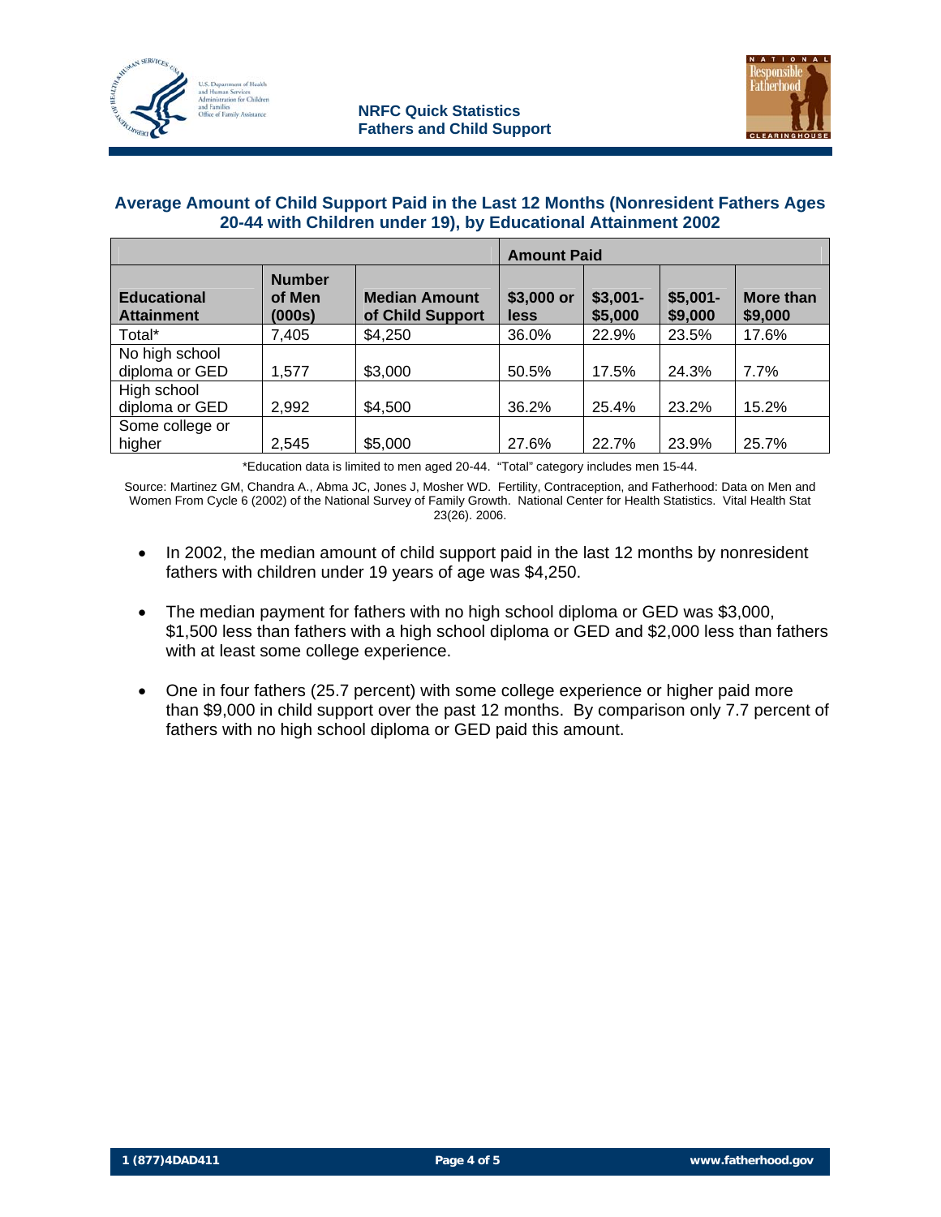## Average Amount of Child Support Paid in the Last 12 Months (Nonresident Fathers Ages 20-44 with Children under 19), by Educational Attainment 2002

| | | | Amount Paid | | | |
|---|---|---|---|---|---|---|
| **Educational Attainment** | **Number of Men (000s)** | **Median Amount of Child Support** | **$3,000 or less** | **$3,001-$5,000** | **$5,001-$9,000** | **More than $9,000** |
| Total* | 7,405 | $4,250 | 36.0% | 22.9% | 23.5% | 17.6% |
| No high school diploma or GED | 1,577 | $3,000 | 50.5% | 17.5% | 24.3% | 7.7% |
| High school diploma or GED | 2,992 | $4,500 | 36.2% | 25.4% | 23.2% | 15.2% |
| Some college or higher | 2,545 | $5,000 | 27.6% | 22.7% | 23.9% | 25.7% |

*Education data is limited to men aged 20-44. "Total" category includes men 15-44.

Source: Martinez GM, Chandra A., Abma JC, Jones J, Mosher WD. Fertility, Contraception, and Fatherhood: Data on Men and Women From Cycle 6 (2002) of the National Survey of Family Growth. National Center for Health Statistics. Vital Health Stat 23(26). 2006.

- In 2002, the median amount of child support paid in the last 12 months by nonresident fathers with children under 19 years of age was $4,250.
- The median payment for fathers with no high school diploma or GED was $3,000, $1,500 less than fathers with a high school diploma or GED and $2,000 less than fathers with at least some college experience.
- One in four fathers (25.7 percent) with some college experience or higher paid more than $9,000 in child support over the past 12 months. By comparison only 7.7 percent of fathers with no high school diploma or GED paid this amount.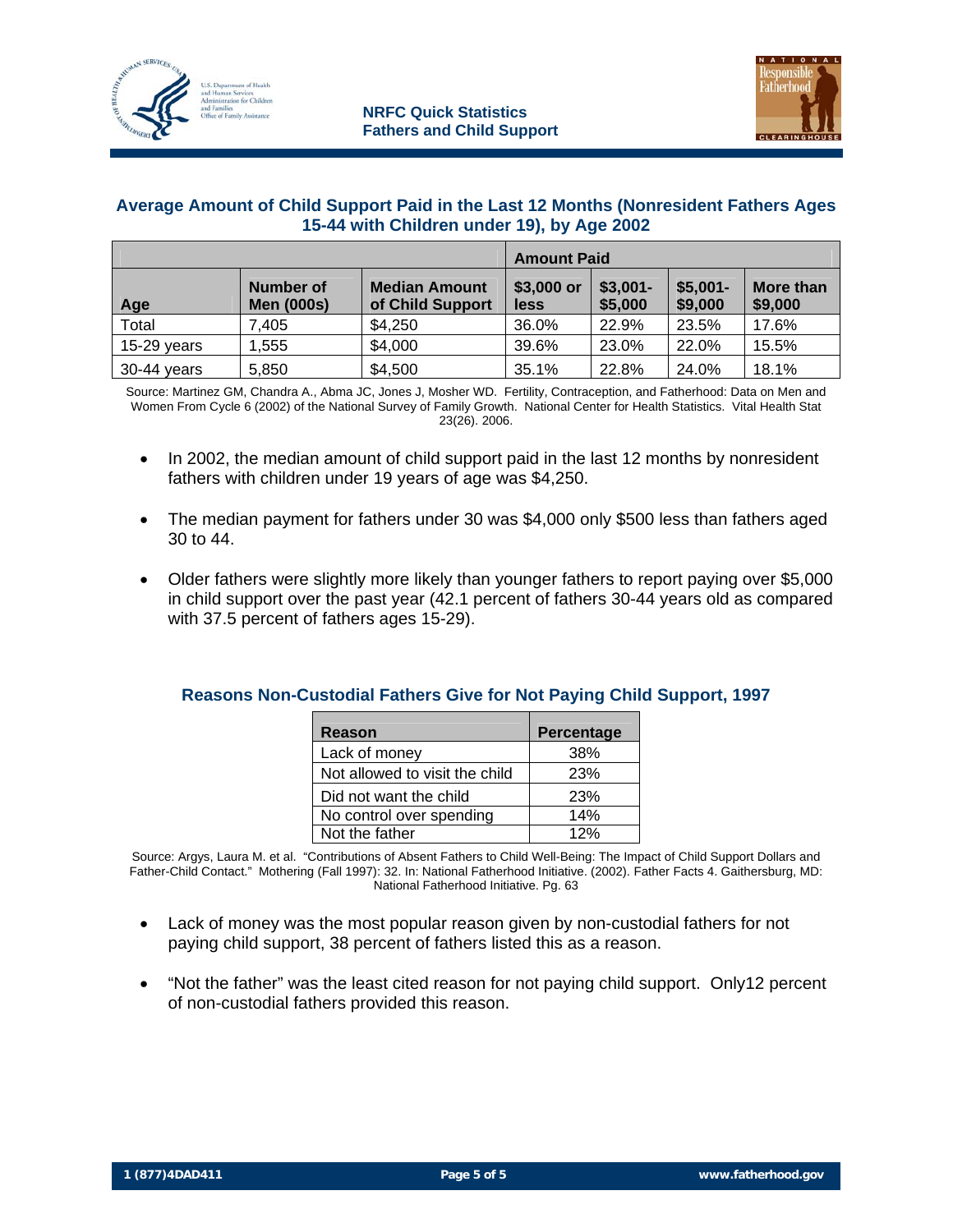## Average Amount of Child Support Paid in the Last 12 Months (Nonresident Fathers Ages 15-44 with Children under 19), by Age 2002

| | | | Amount Paid | | | |
|---|---|---|---|---|---|---|
| **Age** | **Number of Men (000s)** | **Median Amount of Child Support** | **$3,000 or less** | **$3,001-$5,000** | **$5,001-$9,000** | **More than $9,000** |
| Total | 7,405 | $4,250 | 36.0% | 22.9% | 23.5% | 17.6% |
| 15-29 years | 1,555 | $4,000 | 39.6% | 23.0% | 22.0% | 15.5% |
| 30-44 years | 5,850 | $4,500 | 35.1% | 22.8% | 24.0% | 18.1% |

Source: Martinez GM, Chandra A., Abma JC, Jones J, Mosher WD. Fertility, Contraception, and Fatherhood: Data on Men and Women From Cycle 6 (2002) of the National Survey of Family Growth. National Center for Health Statistics. Vital Health Stat 23(26). 2006.

- In 2002, the median amount of child support paid in the last 12 months by nonresident fathers with children under 19 years of age was $4,250.
- The median payment for fathers under 30 was $4,000 only $500 less than fathers aged 30 to 44.
- Older fathers were slightly more likely than younger fathers to report paying over $5,000 in child support over the past year (42.1 percent of fathers 30-44 years old as compared with 37.5 percent of fathers ages 15-29).

## Reasons Non-Custodial Fathers Give for Not Paying Child Support, 1997

| Reason | Percentage |
|---|---|
| Lack of money | 38% |
| Not allowed to visit the child | 23% |
| Did not want the child | 23% |
| No control over spending | 14% |
| Not the father | 12% |

Source: Argys, Laura M. et al. "Contributions of Absent Fathers to Child Well-Being: The Impact of Child Support Dollars and Father-Child Contact." Mothering (Fall 1997): 32. In: National Fatherhood Initiative. (2002). Father Facts 4. Gaithersburg, MD: National Fatherhood Initiative. Pg. 63

- Lack of money was the most popular reason given by non-custodial fathers for not paying child support, 38 percent of fathers listed this as a reason.
- "Not the father" was the least cited reason for not paying child support. Only12 percent of non-custodial fathers provided this reason.